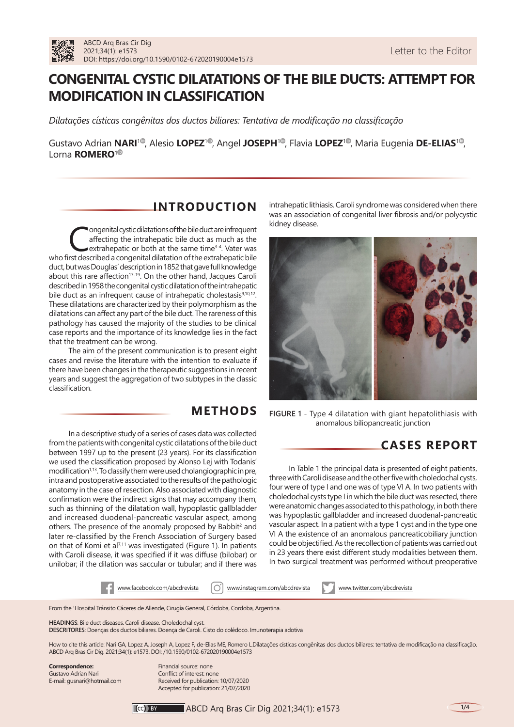Letter to the Editor

# CONGENITAL CYSTIC DILATATIONS OF THE BILE DUCTS: ATTEMPT FOR MODIFICATION IN CLASSIFICATION

*Dilatações císticas congênitas dos ductos biliares: Tentativa de modificação na classificação*

Gustavo Adrian **NARI**[1], Alesio **LOPEZ**[1], Angel **JOSEPH**[1], Flavia **LOPEZ**[1], Maria Eugenia **DE-ELIAS**[1], Lorna **ROMERO**[1]

## INTRODUCTION

Congenital cystic dilatations of the bile duct are infrequent affecting the intrahepatic bile duct as much as the extrahepatic or both at the same time[3-4]. Vater was who first described a congenital dilatation of the extrahepatic bile duct, but was Douglas' description in 1852 that gave full knowledge about this rare affection[17-19]. On the other hand, Jacques Caroli described in 1958 the congenital cystic dilatation of the intrahepatic bile duct as an infrequent cause of intrahepatic cholestasis[9,10,12]. These dilatations are characterized by their polymorphism as the dilatations can affect any part of the bile duct. The rareness of this pathology has caused the majority of the studies to be clinical case reports and the importance of its knowledge lies in the fact that the treatment can be wrong.

The aim of the present communication is to present eight cases and revise the literature with the intention to evaluate if there have been changes in the therapeutic suggestions in recent years and suggest the aggregation of two subtypes in the classic classification.

## METHODS

In a descriptive study of a series of cases data was collected from the patients with congenital cystic dilatations of the bile duct between 1997 up to the present (23 years). For its classification we used the classification proposed by Alonso Lej with Todanis' modification[1,13]. To classify them were used cholangiographic in pre, intra and postoperative associated to the results of the pathologic anatomy in the case of resection. Also associated with diagnostic confirmation were the indirect signs that may accompany them, such as thinning of the dilatation wall, hypoplastic gallbladder and increased duodenal-pancreatic vascular aspect, among others. The presence of the anomaly proposed by Babbit[2] and later re-classified by the French Association of Surgery based on that of Komi et al[7,11] was investigated (Figure 1). In patients with Caroli disease, it was specified if it was diffuse (bilobar) or unilobar; if the dilation was saccular or tubular; and if there was intrahepatic lithiasis. Caroli syndrome was considered when there was an association of congenital liver fibrosis and/or polycystic kidney disease.

FIGURE 1 - Type 4 dilatation with giant hepatolithiasis with anomalous biliopancreatic junction

## CASES REPORT

In Table 1 the principal data is presented of eight patients, three with Caroli disease and the other five with choledochal cysts, four were of type I and one was of type VI A. In two patients with choledochal cysts type I in which the bile duct was resected, there were anatomic changes associated to this pathology, in both there was hypoplastic gallbladder and increased duodenal-pancreatic vascular aspect. In a patient with a type 1 cyst and in the type one VI A the existence of an anomalous pancreaticobiliary junction could be objectified. As the recollection of patients was carried out in 23 years there exist different study modalities between them. In two surgical treatment was performed without preoperative

From the [1]Hospital Tránsito Cáceres de Allende, Cirugía General, Córdoba, Cordoba, Argentina.

**HEADINGS**: Bile duct diseases. Caroli disease. Choledochal cyst.
**DESCRITORES**: Doenças dos ductos biliares. Doença de Caroli. Cisto do colédoco. Imunoterapia adotiva

How to cite this article: Nari GA, Lopez A, Joseph A, Lopez F, de-Elias ME, Romero L.Dilatações císticas congênitas dos ductos biliares: tentativa de modificação na classificação. ABCD Arq Bras Cir Dig. 2021;34(1): e1573. DOI: /10.1590/0102-672020190004e1573

**Correspondence:**
Gustavo Adrian Nari
E-mail: gusnari@hotmail.com

Financial source: none
Conflict of interest: none
Received for publication: 10/07/2020
Accepted for publication: 21/07/2020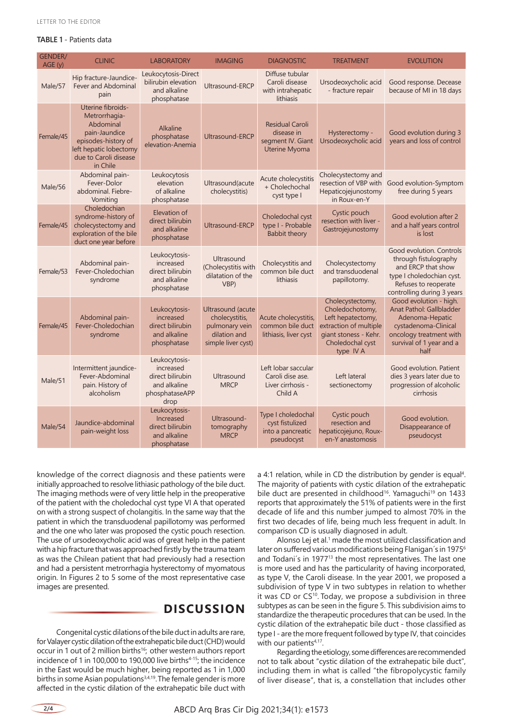**TABLE 1** - Patients data

| GENDER/ AGE (y) | CLINIC | LABORATORY | IMAGING | DIAGNOSTIC | TREATMENT | EVOLUTION |
|---|---|---|---|---|---|---|
| Male/57 | Hip fracture-Jaundice-Fever and Abdominal pain | Leukocytosis-Direct bilirubin elevation and alkaline phosphatase | Ultrasound-ERCP | Diffuse tubular Caroli disease with intrahepatic lithiasis | Ursodeoxycholic acid - fracture repair | Good response. Decease because of MI in 18 days |
| Female/45 | Uterine fibroids-Metrorrhagia-Abdominal pain-Jaundice episodes-history of left hepatic lobectomy due to Caroli disease in Chile | Alkaline phosphatase elevation-Anemia | Ultrasound-ERCP | Residual Caroli disease in segment IV. Giant Uterine Myoma | Hysterectomy - Ursodeoxycholic acid | Good evolution during 3 years and loss of control |
| Male/56 | Abdominal pain-Fever-Dolor abdominal. Fiebre-Vomiting | Leukocytosis elevation of alkaline phosphatase | Ultrasound(acute cholecystitis) | Acute cholecystitis + Cholechochal cyst type I | Cholecystectomy and resection of VBP with Hepaticojejunostomy in Roux-en-Y | Good evolution-Symptom free during 5 years |
| Female/45 | Choledochian syndrome-history of cholecystectomy and exploration of the bile duct one year before | Elevation of direct bilirubin and alkaline phosphatase | Ultrasound-ERCP | Choledochal cyst type I - Probable Babbit theory | Cystic pouch resection with liver - Gastrojejunostomy | Good evolution after 2 and a half years control is lost |
| Female/53 | Abdominal pain-Fever-Choledochian syndrome | Leukocytosis-increased direct bilirubin and alkaline phosphatase | Ultrasound (Cholecystitis with dilatation of the VBP) | Cholecystitis and common bile duct lithiasis | Cholecystectomy and transduodenal papillotomy. | Good evolution. Controls through fistulography and ERCP that show type I choledochian cyst. Refuses to reoperate controlling during 3 years |
| Female/45 | Abdominal pain-Fever-Choledochian syndrome | Leukocytosis-increased direct bilirubin and alkaline phosphatase | Ultrasound (acute cholecystitis, pulmonary vein dilation and simple liver cyst) | Acute cholecystitis, common bile duct lithiasis, liver cyst | Cholecystectomy, Choledochotomy, Left hepatectomy, extraction of multiple giant stoness - Kehr. Choledochal cyst type IV A | Good evolution - high. Anat Pathol: Gallbladder Adenoma-Hepatic cystadenoma-Clinical oncology treatment with survival of 1 year and a half |
| Male/51 | Intermittent jaundice-Fever-Abdominal pain. History of alcoholism | Leukocytosis-increased direct bilirubin and alkaline phosphataseAPP drop | Ultrasound MRCP | Left lobar saccular Caroli dise ase. Liver cirrhosis - Child A | Left lateral sectionectomy | Good evolution. Patient dies 3 years later due to progression of alcoholic cirrhosis |
| Male/54 | Jaundice-abdominal pain-weight loss | Leukocytosis-Increased direct bilirubin and alkaline phosphatase | Ultrasound-tomography MRCP | Type I choledochal cyst fistulized into a pancreatic pseudocyst | Cystic pouch resection and hepaticojejuno, Roux-en-Y anastomosis | Good evolution. Disappearance of pseudocyst |

knowledge of the correct diagnosis and these patients were initially approached to resolve lithiasic pathology of the bile duct. The imaging methods were of very little help in the preoperative of the patient with the choledochal cyst type VI A that operated on with a strong suspect of cholangitis. In the same way that the patient in which the transduodenal papillotomy was performed and the one who later was proposed the cystic pouch resection. The use of ursodeoxycholic acid was of great help in the patient with a hip fracture that was approached firstly by the trauma team as was the Chilean patient that had previously had a resection and had a persistent metrorrhagia hysterectomy of myomatous origin. In Figures 2 to 5 some of the most representative case images are presented.

## DISCUSSION

Congenital cystic dilations of the bile duct in adults are rare, for Valayer cystic dilation of the extrahepatic bile duct (CHD) would occur in 1 out of 2 million births[16]; other western authors report incidence of 1 in 100,000 to 190,000 live births[4-15]; the incidence in the East would be much higher, being reported as 1 in 1,000 births in some Asian populations[3,4,19]. The female gender is more affected in the cystic dilation of the extrahepatic bile duct with a 4:1 relation, while in CD the distribution by gender is equal[4]. The majority of patients with cystic dilation of the extrahepatic bile duct are presented in childhood[16]. Yamaguchi[19] on 1433 reports that approximately the 51% of patients were in the first decade of life and this number jumped to almost 70% in the first two decades of life, being much less frequent in adult. In comparison CD is usually diagnosed in adult.

Alonso Lej et al.[1] made the most utilized classification and later on suffered various modifications being Flanigan´s in 1975[6] and Todani´s in 1977[13] the most representatives. The last one is more used and has the particularity of having incorporated, as type V, the Caroli disease. In the year 2001, we proposed a subdivision of type V in two subtypes in relation to whether it was CD or CS[10]. Today, we propose a subdivision in three subtypes as can be seen in the figure 5. This subdivision aims to standardize the therapeutic procedures that can be used. In the cystic dilation of the extrahepatic bile duct - those classified as type I - are the more frequent followed by type IV, that coincides with our patients[4,17].

Regarding the etiology, some differences are recommended not to talk about "cystic dilation of the extrahepatic bile duct", including them in what is called "the fibropolycystic family of liver disease", that is, a constellation that includes other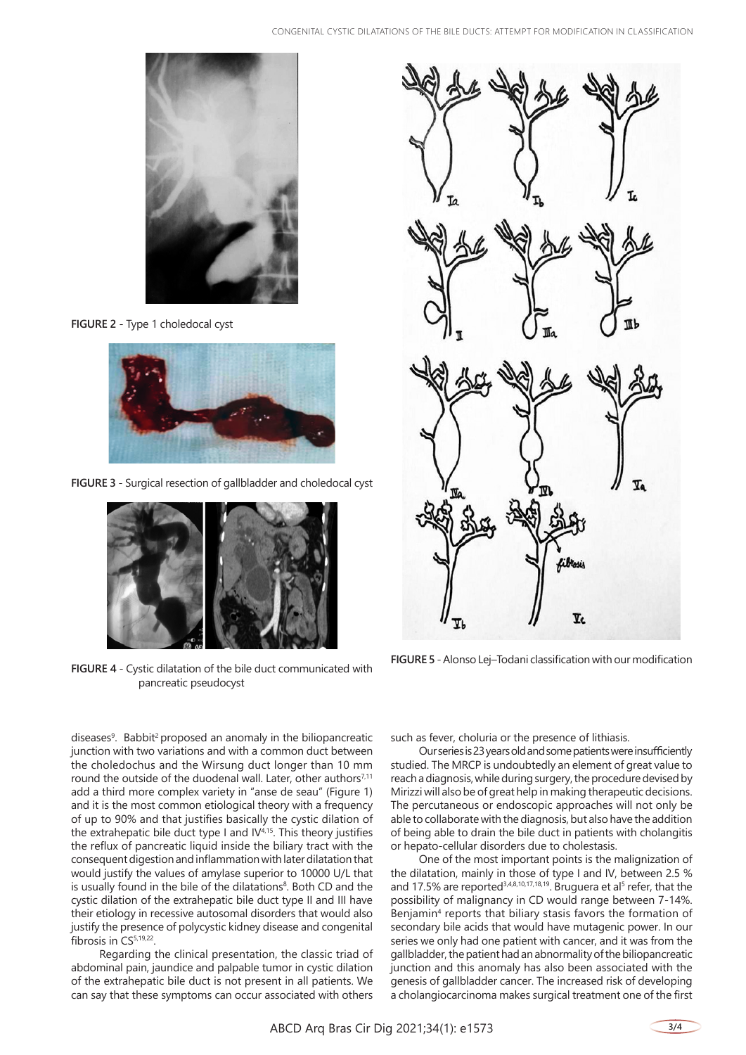FIGURE 2 - Type 1 choledocal cyst

FIGURE 3 - Surgical resection of gallbladder and choledocal cyst

FIGURE 4 - Cystic dilatation of the bile duct communicated with pancreatic pseudocyst

FIGURE 5 - Alonso Lej–Todani classification with our modification

diseases[9]. Babbit[2] proposed an anomaly in the biliopancreatic junction with two variations and with a common duct between the choledochus and the Wirsung duct longer than 10 mm round the outside of the duodenal wall. Later, other authors[7,11] add a third more complex variety in "anse de seau" (Figure 1) and it is the most common etiological theory with a frequency of up to 90% and that justifies basically the cystic dilation of the extrahepatic bile duct type I and IV[4,15]. This theory justifies the reflux of pancreatic liquid inside the biliary tract with the consequent digestion and inflammation with later dilatation that would justify the values of amylase superior to 10000 U/L that is usually found in the bile of the dilatations[8]. Both CD and the cystic dilation of the extrahepatic bile duct type II and III have their etiology in recessive autosomal disorders that would also justify the presence of polycystic kidney disease and congenital fibrosis in CS[5,19,22].

Regarding the clinical presentation, the classic triad of abdominal pain, jaundice and palpable tumor in cystic dilation of the extrahepatic bile duct is not present in all patients. We can say that these symptoms can occur associated with others such as fever, choluria or the presence of lithiasis.

Our series is 23 years old and some patients were insufficiently studied. The MRCP is undoubtedly an element of great value to reach a diagnosis, while during surgery, the procedure devised by Mirizzi will also be of great help in making therapeutic decisions. The percutaneous or endoscopic approaches will not only be able to collaborate with the diagnosis, but also have the addition of being able to drain the bile duct in patients with cholangitis or hepato-cellular disorders due to cholestasis.

One of the most important points is the malignization of the dilatation, mainly in those of type I and IV, between 2.5 % and 17.5% are reported[3,4,8,10,17,18,19]. Bruguera et al[5] refer, that the possibility of malignancy in CD would range between 7-14%. Benjamin[4] reports that biliary stasis favors the formation of secondary bile acids that would have mutagenic power. In our series we only had one patient with cancer, and it was from the gallbladder, the patient had an abnormality of the biliopancreatic junction and this anomaly has also been associated with the genesis of gallbladder cancer. The increased risk of developing a cholangiocarcinoma makes surgical treatment one of the first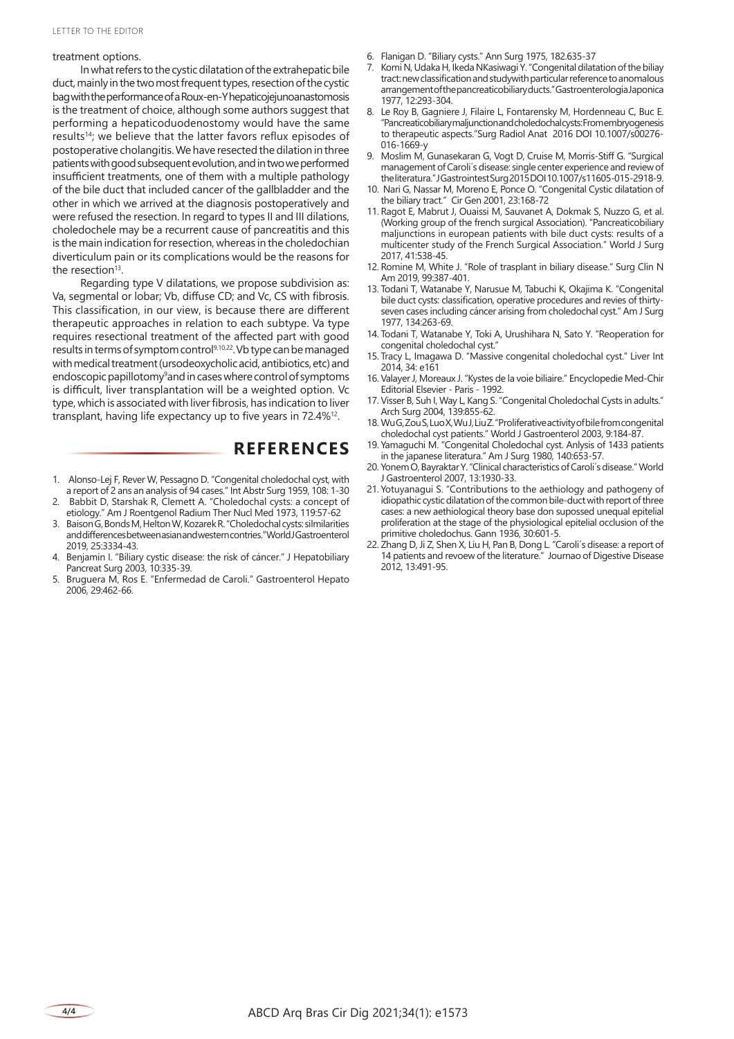treatment options.

In what refers to the cystic dilatation of the extrahepatic bile duct, mainly in the two most frequent types, resection of the cystic bag with the performance of a Roux-en-Y hepaticojejunoanastomosis is the treatment of choice, although some authors suggest that performing a hepaticoduodenostomy would have the same results[14]; we believe that the latter favors reflux episodes of postoperative cholangitis. We have resected the dilation in three patients with good subsequent evolution, and in two we performed insufficient treatments, one of them with a multiple pathology of the bile duct that included cancer of the gallbladder and the other in which we arrived at the diagnosis postoperatively and were refused the resection. In regard to types II and III dilations, choledochele may be a recurrent cause of pancreatitis and this is the main indication for resection, whereas in the choledochian diverticulum pain or its complications would be the reasons for the resection[13].

Regarding type V dilatations, we propose subdivision as: Va, segmental or lobar; Vb, diffuse CD; and Vc, CS with fibrosis. This classification, in our view, is because there are different therapeutic approaches in relation to each subtype. Va type requires resectional treatment of the affected part with good results in terms of symptom control[9,10,22]. Vb type can be managed with medical treatment (ursodeoxycholic acid, antibiotics, etc) and endoscopic papillotomy[9] and in cases where control of symptoms is difficult, liver transplantation will be a weighted option. Vc type, which is associated with liver fibrosis, has indication to liver transplant, having life expectancy up to five years in 72.4%[12].

## REFERENCES

1. Alonso-Lej F, Rever W, Pessagno D. "Congenital choledochal cyst, with a report of 2 ans an analysis of 94 cases." Int Abstr Surg 1959, 108: 1-30
2. Babbit D, Starshak R, Clemett A. "Choledochal cysts: a concept of etiology." Am J Roentgenol Radium Ther Nucl Med 1973, 119:57-62
3. Baison G, Bonds M, Helton W, Kozarek R. "Choledochal cysts: silmilarities and differences between asian and western contries." World J Gastroenterol 2019, 25:3334-43.
4. Benjamin I. "Biliary cystic disease: the risk of cáncer." J Hepatobiliary Pancreat Surg 2003, 10:335-39.
5. Bruguera M, Ros E. "Enfermedad de Caroli." Gastroenterol Hepato 2006, 29:462-66.
6. Flanigan D. "Biliary cysts." Ann Surg 1975, 182.635-37
7. Komi N, Udaka H, Ikeda NKasiwagi Y. "Congenital dilatation of the biliay tract: new classification and study with particular reference to anomalous arrangement of the pancreaticobiliary ducts." Gastroenterologia Japonica 1977, 12:293-304.
8. Le Roy B, Gagniere J, Filaire L, Fontarensky M, Hordenneau C, Buc E. "Pancreaticobiliary maljunction and choledochal cysts: From embryogenesis to therapeutic aspects."Surg Radiol Anat 2016 DOI 10.1007/s00276-016-1669-y
9. Moslim M, Gunasekaran G, Vogt D, Cruise M, Morris-Stiff G. "Surgical management of Caroli´s disease: single center experience and review of the literatura." J Gastrointest Surg 2015 DOI 10.1007/s11605-015-2918-9.
10. Nari G, Nassar M, Moreno E, Ponce O. "Congenital Cystic dilatation of the biliary tract." Cir Gen 2001, 23:168-72
11. Ragot E, Mabrut J, Ouaissi M, Sauvanet A, Dokmak S, Nuzzo G, et al. (Working group of the french surgical Association). "Pancreaticobiliary maljunctions in european patients with bile duct cysts: results of a multicenter study of the French Surgical Association." World J Surg 2017, 41:538-45.
12. Romine M, White J. "Role of trasplant in biliary disease." Surg Clin N Am 2019, 99:387-401.
13. Todani T, Watanabe Y, Narusue M, Tabuchi K, Okajima K. "Congenital bile duct cysts: classification, operative procedures and revies of thirty-seven cases including cáncer arising from choledochal cyst." Am J Surg 1977, 134:263-69.
14. Todani T, Watanabe Y, Toki A, Urushihara N, Sato Y. "Reoperation for congenital choledochal cyst."
15. Tracy L, Imagawa D. "Massive congenital choledochal cyst." Liver Int 2014, 34: e161
16. Valayer J, Moreaux J. "Kystes de la voie biliaire." Encyclopedie Med-Chir Editorial Elsevier - Paris - 1992.
17. Visser B, Suh I, Way L, Kang S. "Congenital Choledochal Cysts in adults." Arch Surg 2004, 139:855-62.
18. Wu G, Zou S, Luo X, Wu J, Liu Z. "Proliferative activity of bile from congenital choledochal cyst patients." World J Gastroenterol 2003, 9:184-87.
19. Yamaguchi M. "Congenital Choledochal cyst. Anlysis of 1433 patients in the japanese literatura." Am J Surg 1980, 140:653-57.
20. Yonem O, Bayraktar Y. "Clinical characteristics of Caroli´s disease." World J Gastroenterol 2007, 13:1930-33.
21. Yotuyanagui S. "Contributions to the aethiology and pathogeny of idiopathic cystic dilatation of the common bile-duct with report of three cases: a new aethiological theory base don supossed unequal epitelial proliferation at the stage of the physiological epitelial occlusion of the primitive choledochus. Gann 1936, 30:601-5.
22. Zhang D, Ji Z, Shen X, Liu H, Pan B, Dong L. "Caroli´s disease: a report of 14 patients and revoew of the literature." Journao of Digestive Disease 2012, 13:491-95.